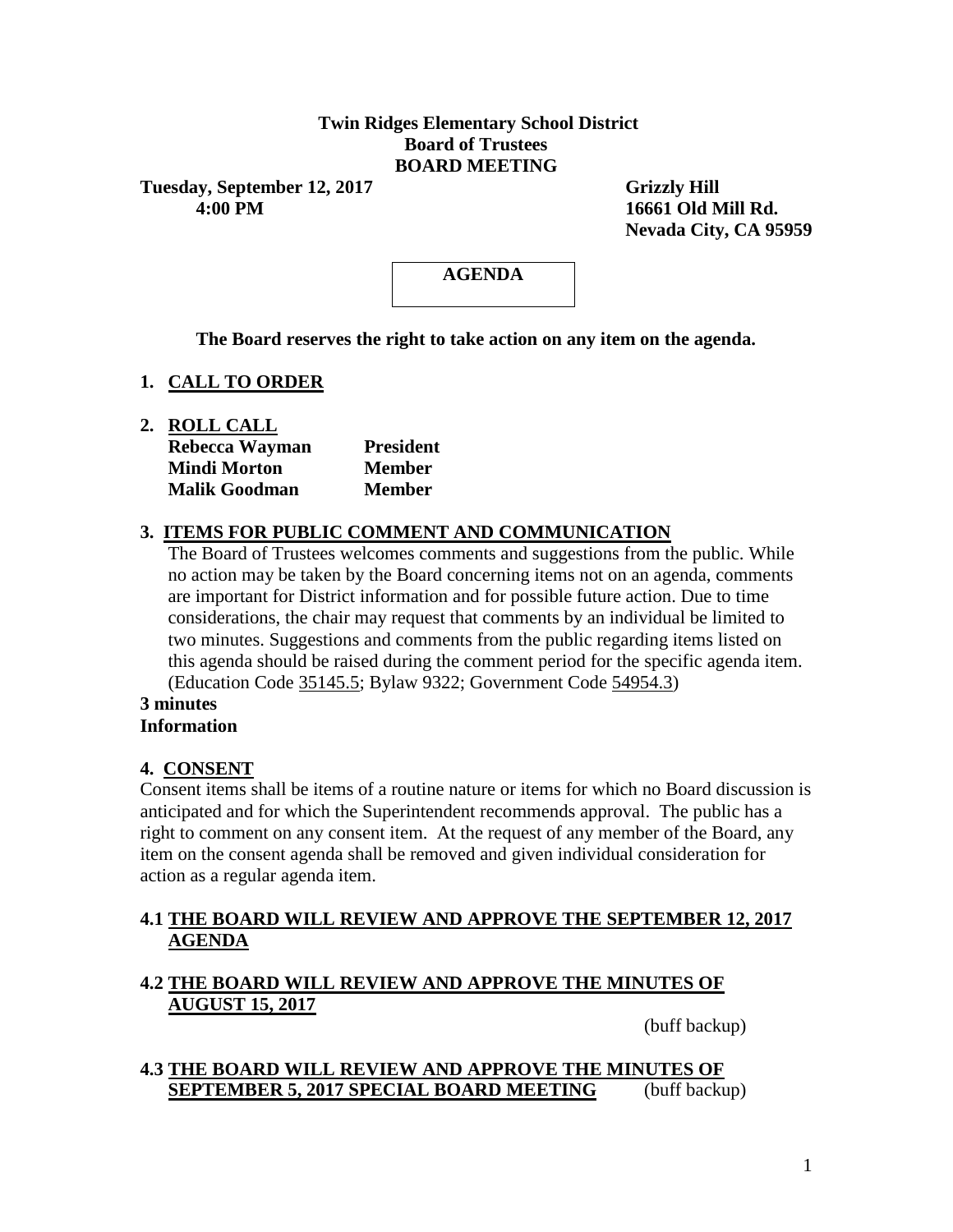**Twin Ridges Elementary School District**
**Board of Trustees**
**BOARD MEETING**

**Tuesday, September 12, 2017**
**4:00 PM**

**Grizzly Hill**
**16661 Old Mill Rd.**
**Nevada City, CA 95959**

**AGENDA**

**The Board reserves the right to take action on any item on the agenda.**

## 1. CALL TO ORDER

## 2. ROLL CALL

| | |
|---|---|
| **Rebecca Wayman** | **President** |
| **Mindi Morton** | **Member** |
| **Malik Goodman** | **Member** |

## 3. ITEMS FOR PUBLIC COMMENT AND COMMUNICATION

The Board of Trustees welcomes comments and suggestions from the public. While no action may be taken by the Board concerning items not on an agenda, comments are important for District information and for possible future action. Due to time considerations, the chair may request that comments by an individual be limited to two minutes. Suggestions and comments from the public regarding items listed on this agenda should be raised during the comment period for the specific agenda item. (Education Code 35145.5; Bylaw 9322; Government Code 54954.3)

**3 minutes**
**Information**

## 4. CONSENT

Consent items shall be items of a routine nature or items for which no Board discussion is anticipated and for which the Superintendent recommends approval. The public has a right to comment on any consent item. At the request of any member of the Board, any item on the consent agenda shall be removed and given individual consideration for action as a regular agenda item.

### 4.1 THE BOARD WILL REVIEW AND APPROVE THE SEPTEMBER 12, 2017 AGENDA

### 4.2 THE BOARD WILL REVIEW AND APPROVE THE MINUTES OF AUGUST 15, 2017

(buff backup)

### 4.3 THE BOARD WILL REVIEW AND APPROVE THE MINUTES OF SEPTEMBER 5, 2017 SPECIAL BOARD MEETING

(buff backup)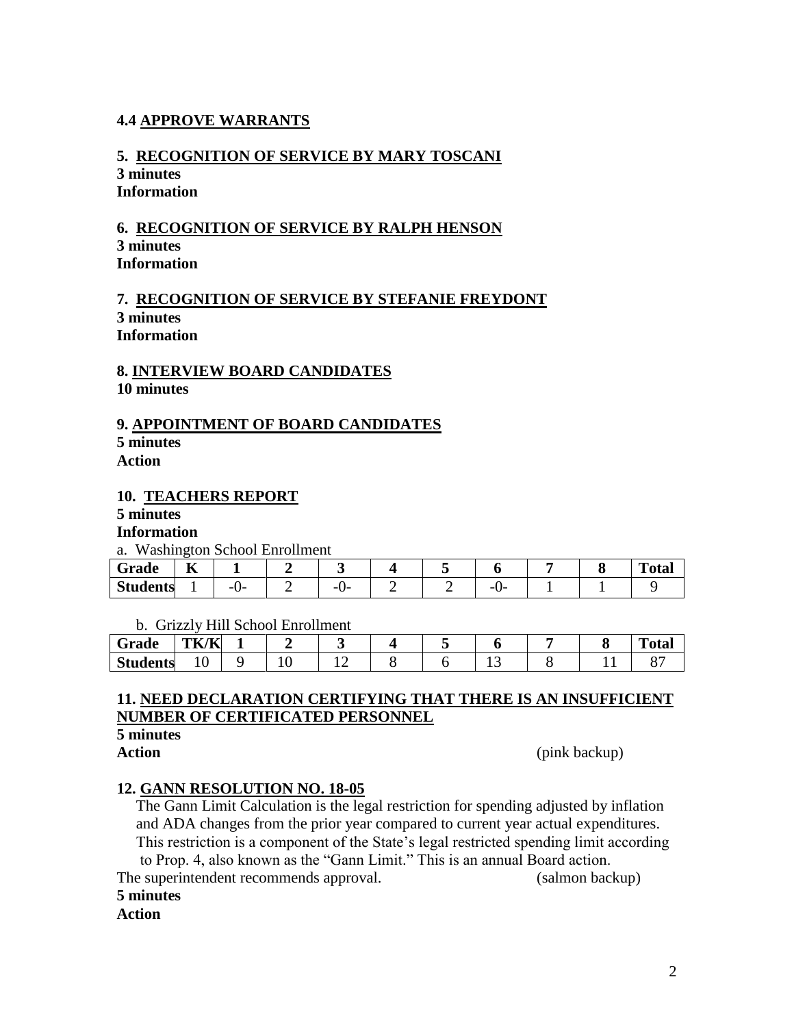**4.4 APPROVE WARRANTS**

**5. RECOGNITION OF SERVICE BY MARY TOSCANI**
**3 minutes**
**Information**

**6. RECOGNITION OF SERVICE BY RALPH HENSON**
**3 minutes**
**Information**

**7. RECOGNITION OF SERVICE BY STEFANIE FREYDONT**
**3 minutes**
**Information**

**8. INTERVIEW BOARD CANDIDATES**
**10 minutes**

**9. APPOINTMENT OF BOARD CANDIDATES**
**5 minutes**
**Action**

**10. TEACHERS REPORT**
**5 minutes**
**Information**

a. Washington School Enrollment

| Grade | K | 1 | 2 | 3 | 4 | 5 | 6 | 7 | 8 | Total |
|---|---|---|---|---|---|---|---|---|---|---|
| Students | 1 | -0- | 2 | -0- | 2 | 2 | -0- | 1 | 1 | 9 |

b. Grizzly Hill School Enrollment

| Grade | TK/K | 1 | 2 | 3 | 4 | 5 | 6 | 7 | 8 | Total |
|---|---|---|---|---|---|---|---|---|---|---|
| Students | 10 | 9 | 10 | 12 | 8 | 6 | 13 | 8 | 11 | 87 |

**11. NEED DECLARATION CERTIFYING THAT THERE IS AN INSUFFICIENT NUMBER OF CERTIFICATED PERSONNEL**
**5 minutes**
**Action** (pink backup)

**12. GANN RESOLUTION NO. 18-05**

The Gann Limit Calculation is the legal restriction for spending adjusted by inflation and ADA changes from the prior year compared to current year actual expenditures. This restriction is a component of the State's legal restricted spending limit according to Prop. 4, also known as the "Gann Limit." This is an annual Board action.

The superintendent recommends approval. (salmon backup)

**5 minutes**
**Action**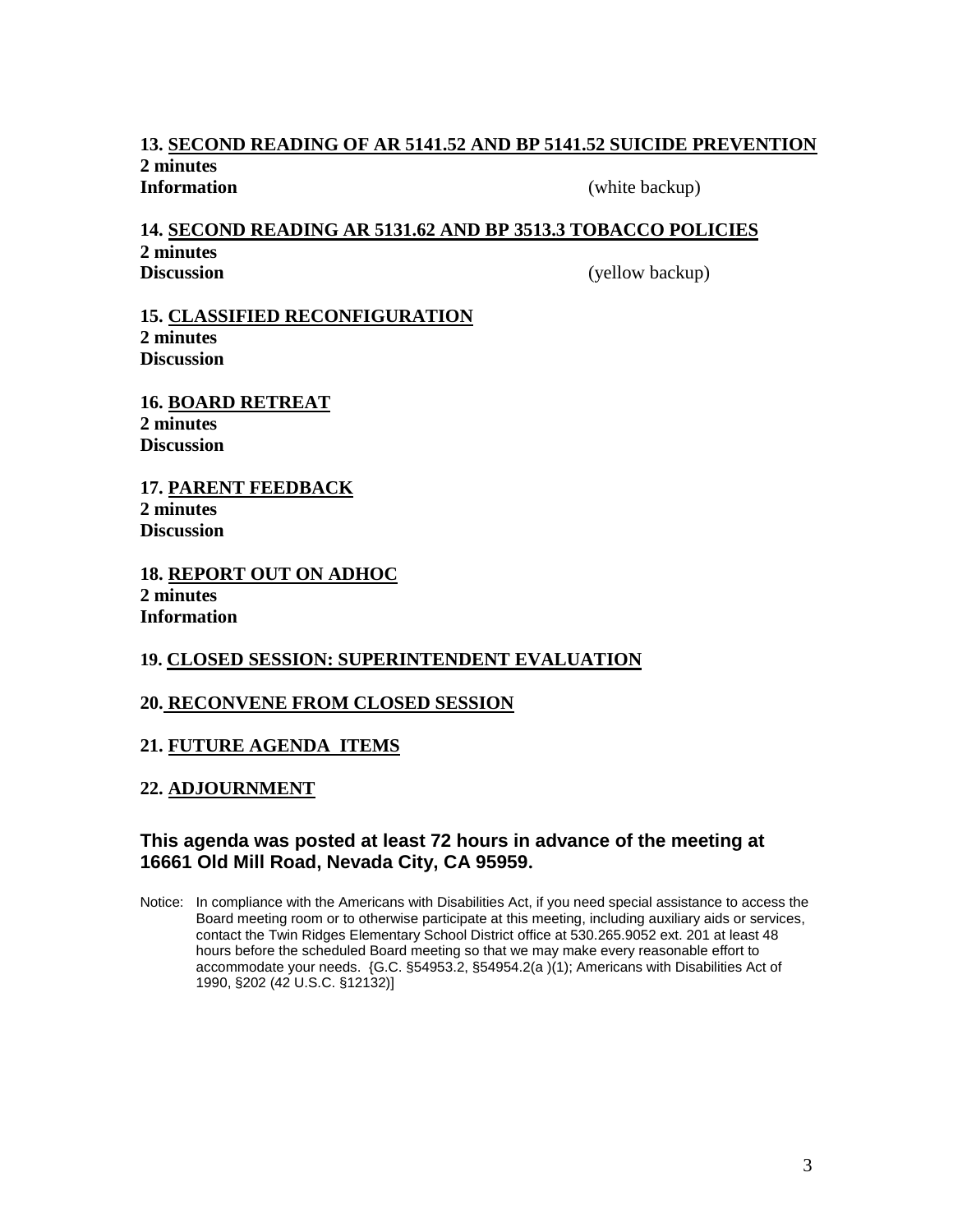**13. <u>SECOND READING OF AR 5141.52 AND BP 5141.52 SUICIDE PREVENTION</u>**
**2 minutes**
**Information** (white backup)

**14. <u>SECOND READING AR 5131.62 AND BP 3513.3 TOBACCO POLICIES</u>**
**2 minutes**
**Discussion** (yellow backup)

**15. <u>CLASSIFIED RECONFIGURATION</u>**
**2 minutes**
**Discussion**

**16. <u>BOARD RETREAT</u>**
**2 minutes**
**Discussion**

**17. <u>PARENT FEEDBACK</u>**
**2 minutes**
**Discussion**

**18. <u>REPORT OUT ON ADHOC</u>**
**2 minutes**
**Information**

**19. <u>CLOSED SESSION: SUPERINTENDENT EVALUATION</u>**

**20. <u>RECONVENE FROM CLOSED SESSION</u>**

**21. <u>FUTURE AGENDA ITEMS</u>**

**22. <u>ADJOURNMENT</u>**

**This agenda was posted at least 72 hours in advance of the meeting at 16661 Old Mill Road, Nevada City, CA 95959.**

Notice: In compliance with the Americans with Disabilities Act, if you need special assistance to access the Board meeting room or to otherwise participate at this meeting, including auxiliary aids or services, contact the Twin Ridges Elementary School District office at 530.265.9052 ext. 201 at least 48 hours before the scheduled Board meeting so that we may make every reasonable effort to accommodate your needs. {G.C. §54953.2, §54954.2(a )(1); Americans with Disabilities Act of 1990, §202 (42 U.S.C. §12132)]